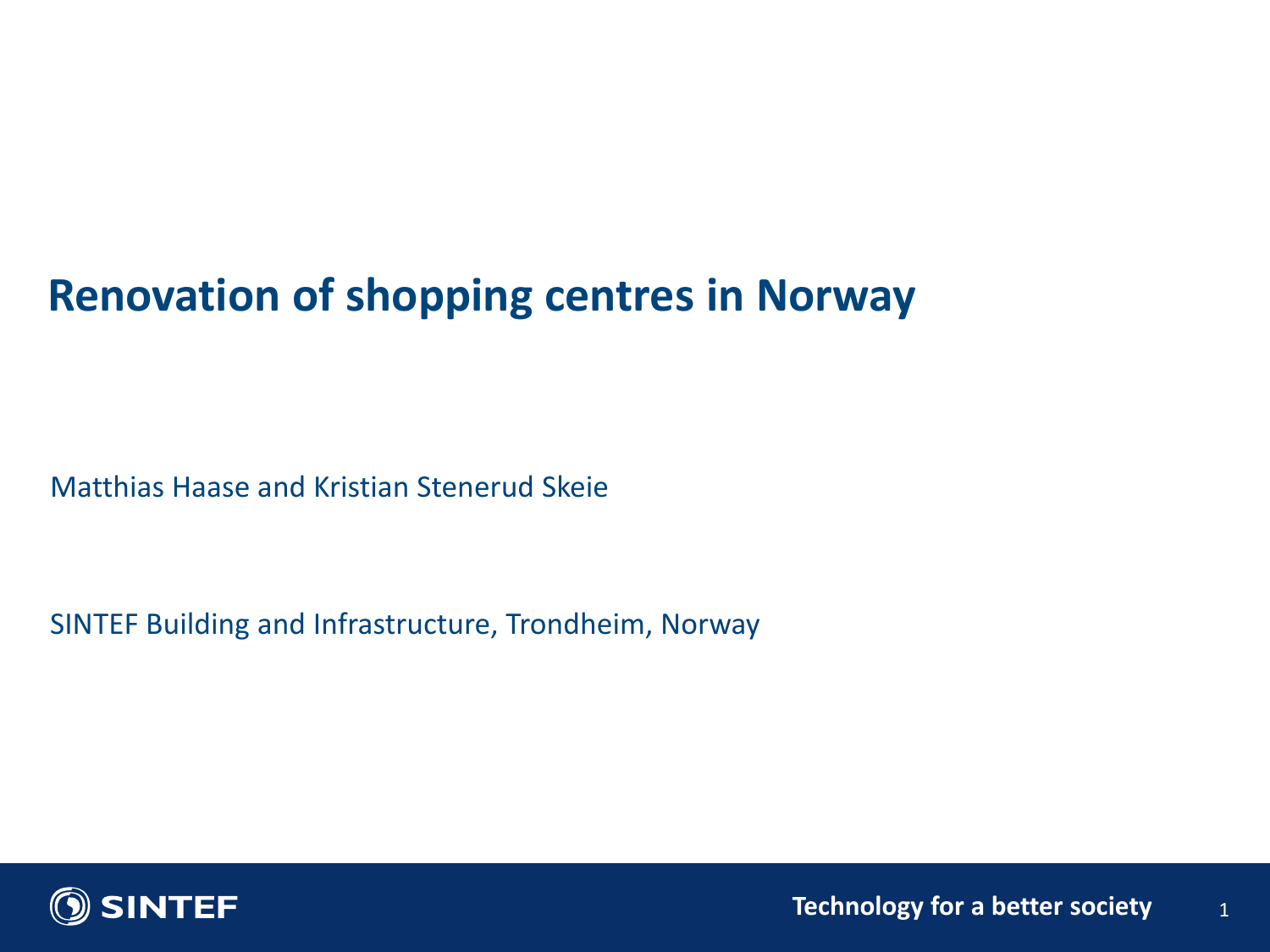# Renovation of shopping centres in Norway

Matthias Haase and Kristian Stenerud Skeie

SINTEF Building and Infrastructure, Trondheim, Norway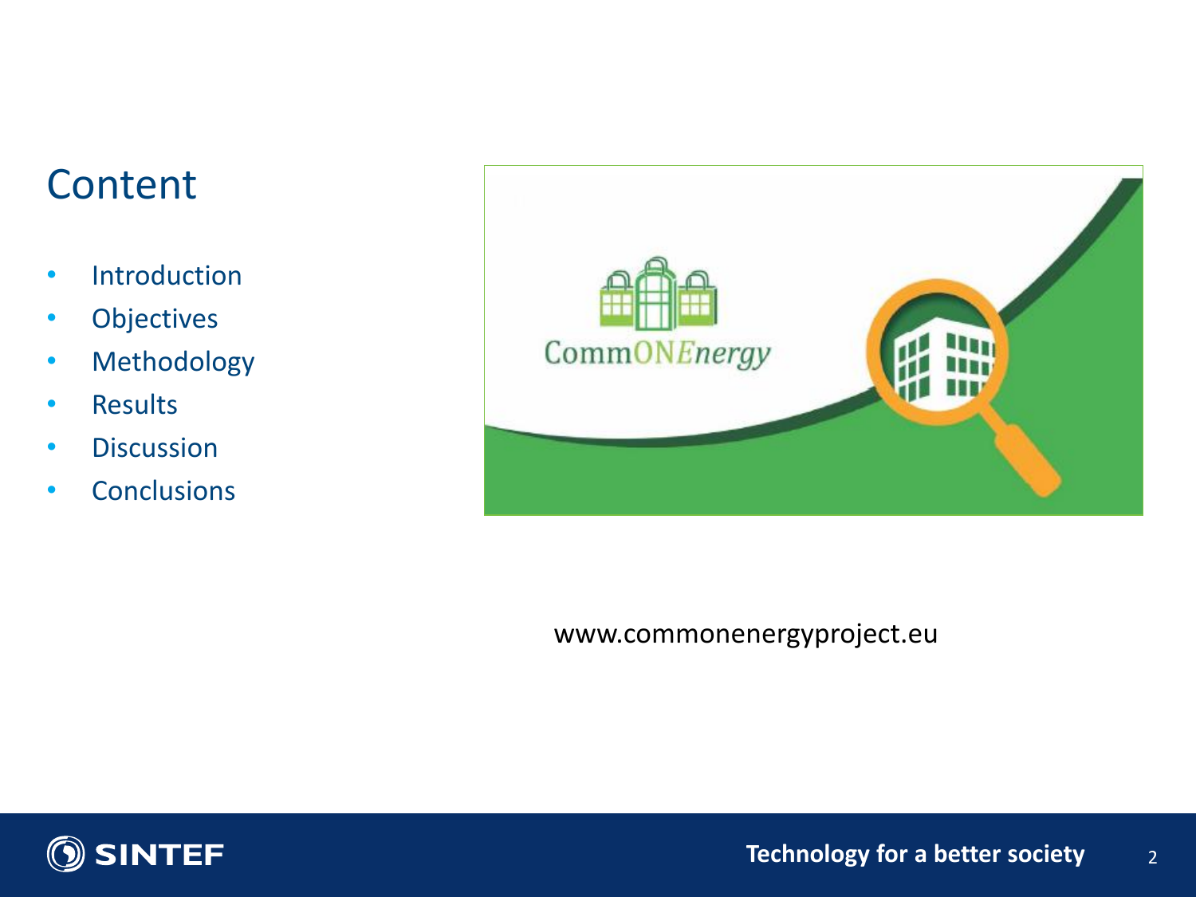## Content

- Introduction
- Objectives
- Methodology
- Results
- Discussion
- Conclusions

www.commonenergyproject.eu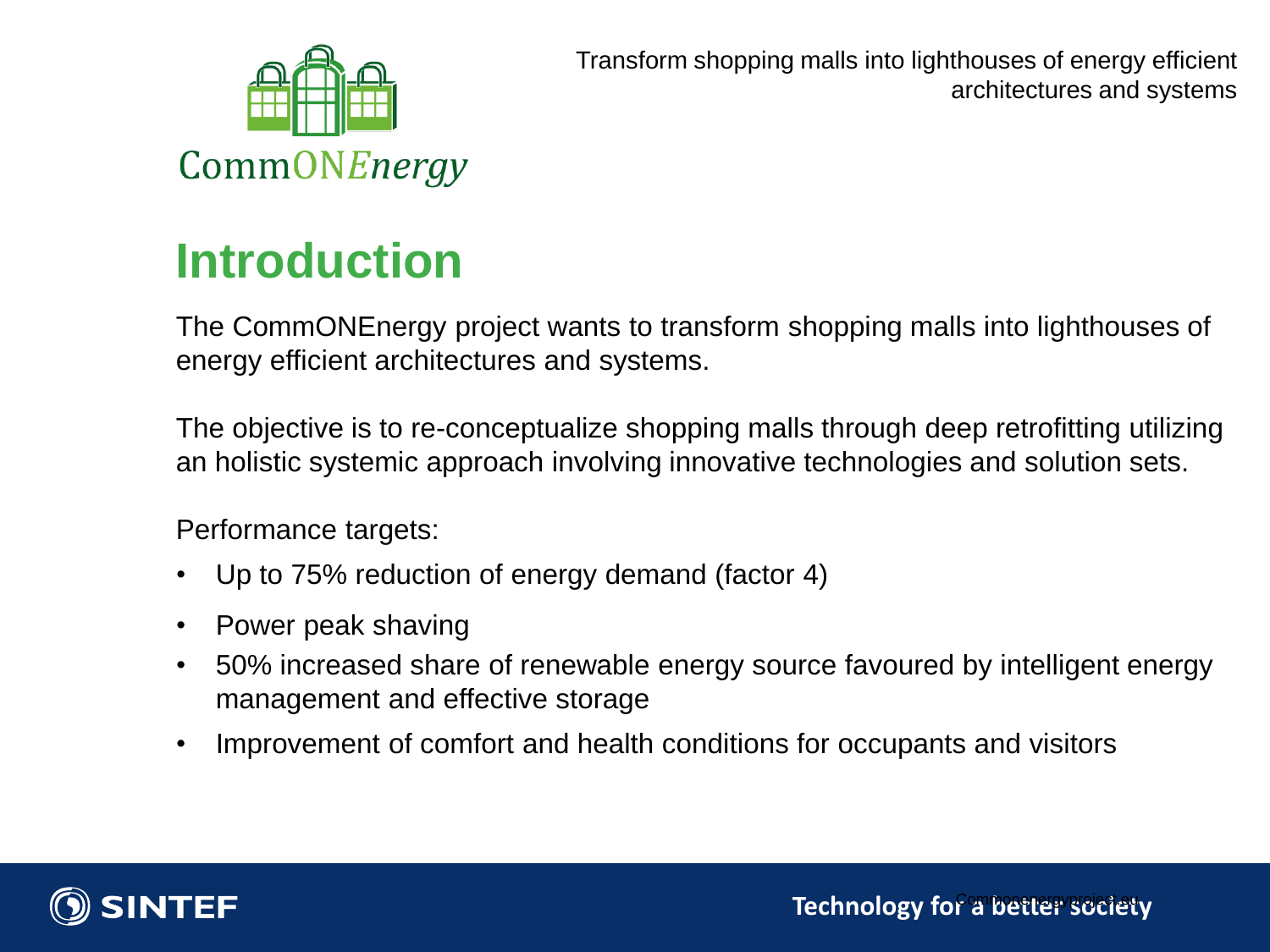# Introduction

The CommONEnergy project wants to transform shopping malls into lighthouses of energy efficient architectures and systems.

The objective is to re-conceptualize shopping malls through deep retrofitting utilizing an holistic systemic approach involving innovative technologies and solution sets.

Performance targets:

- Up to 75% reduction of energy demand (factor 4)
- Power peak shaving
- 50% increased share of renewable energy source favoured by intelligent energy management and effective storage
- Improvement of comfort and health conditions for occupants and visitors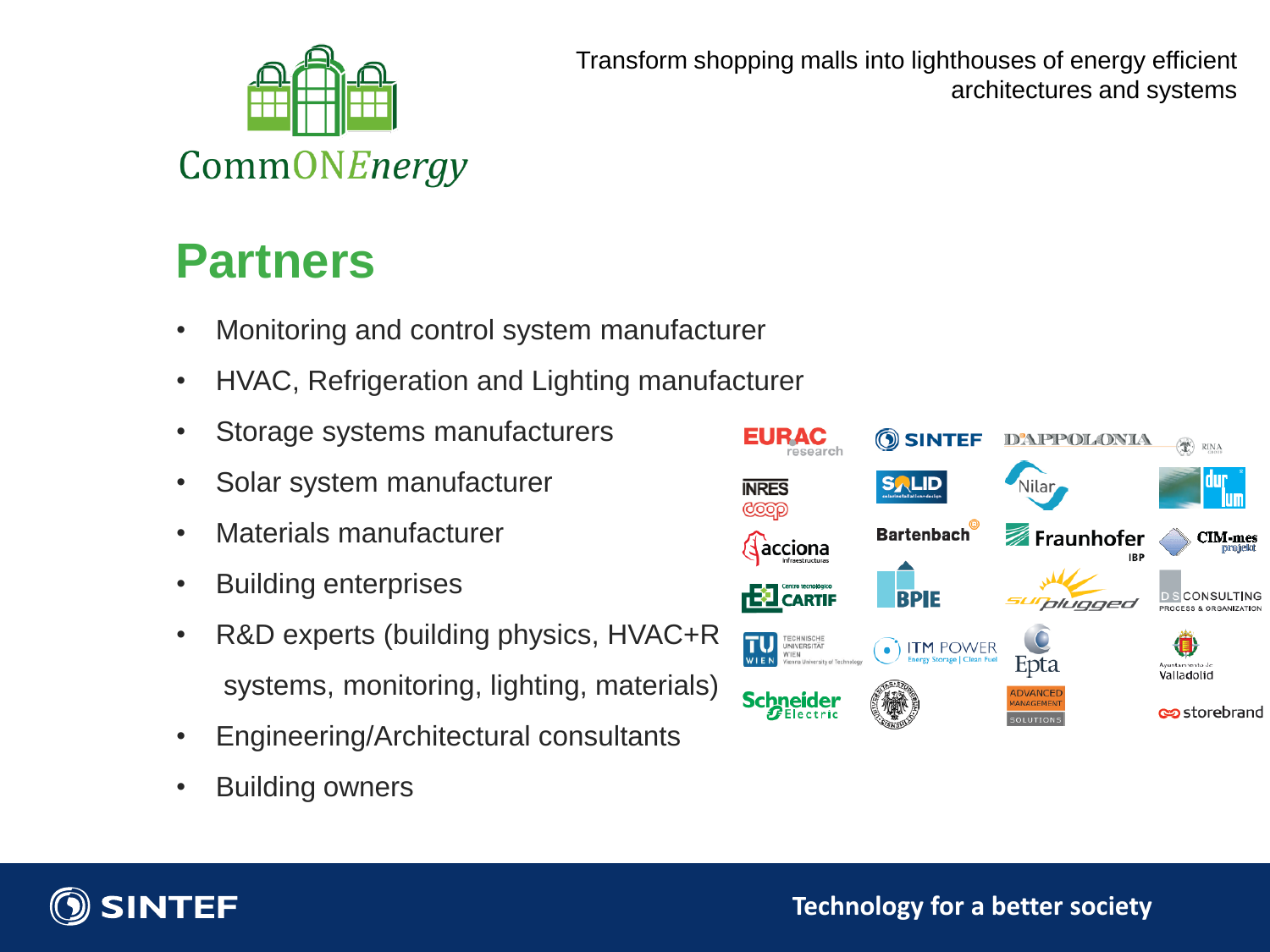CommONEnergy

Transform shopping malls into lighthouses of energy efficient architectures and systems

# Partners

- Monitoring and control system manufacturer
- HVAC, Refrigeration and Lighting manufacturer
- Storage systems manufacturers
- Solar system manufacturer
- Materials manufacturer
- Building enterprises
- R&D experts (building physics, HVAC+R systems, monitoring, lighting, materials)
- Engineering/Architectural consultants
- Building owners

EURAC research, SINTEF, D'APPOLONIA, RINA, INRES coop, SOLID, Nilar, durlum, acciona infraestructuras, Bartenbach, Fraunhofer IBP, CIM-mes projekt, CARTIF, BPIE, sunplugged, DS Consulting, Technische Universität Wien, ITM Power, Epta, Ayuntamiento de Valladolid, Schneider Electric, Advanced Management Solutions, storebrand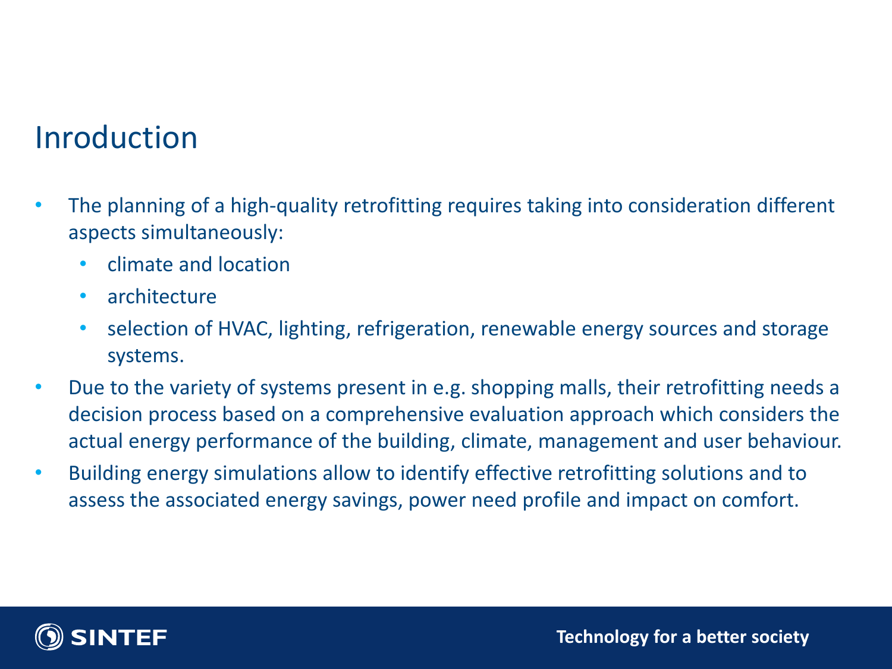# Inroduction

- The planning of a high-quality retrofitting requires taking into consideration different aspects simultaneously:
  - climate and location
  - architecture
  - selection of HVAC, lighting, refrigeration, renewable energy sources and storage systems.
- Due to the variety of systems present in e.g. shopping malls, their retrofitting needs a decision process based on a comprehensive evaluation approach which considers the actual energy performance of the building, climate, management and user behaviour.
- Building energy simulations allow to identify effective retrofitting solutions and to assess the associated energy savings, power need profile and impact on comfort.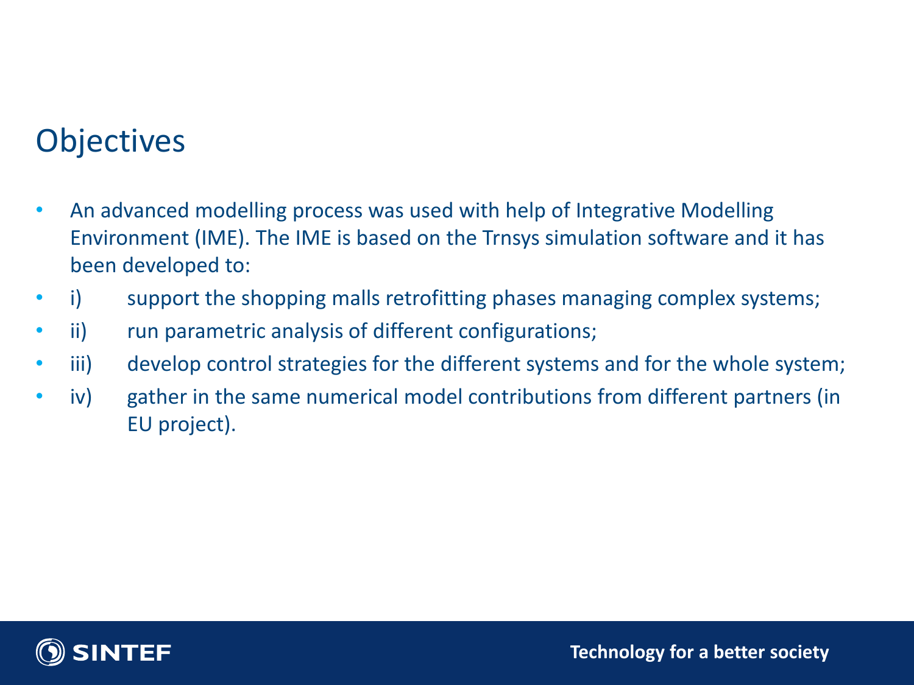## Objectives

- An advanced modelling process was used with help of Integrative Modelling Environment (IME). The IME is based on the Trnsys simulation software and it has been developed to:
- i) support the shopping malls retrofitting phases managing complex systems;
- ii) run parametric analysis of different configurations;
- iii) develop control strategies for the different systems and for the whole system;
- iv) gather in the same numerical model contributions from different partners (in EU project).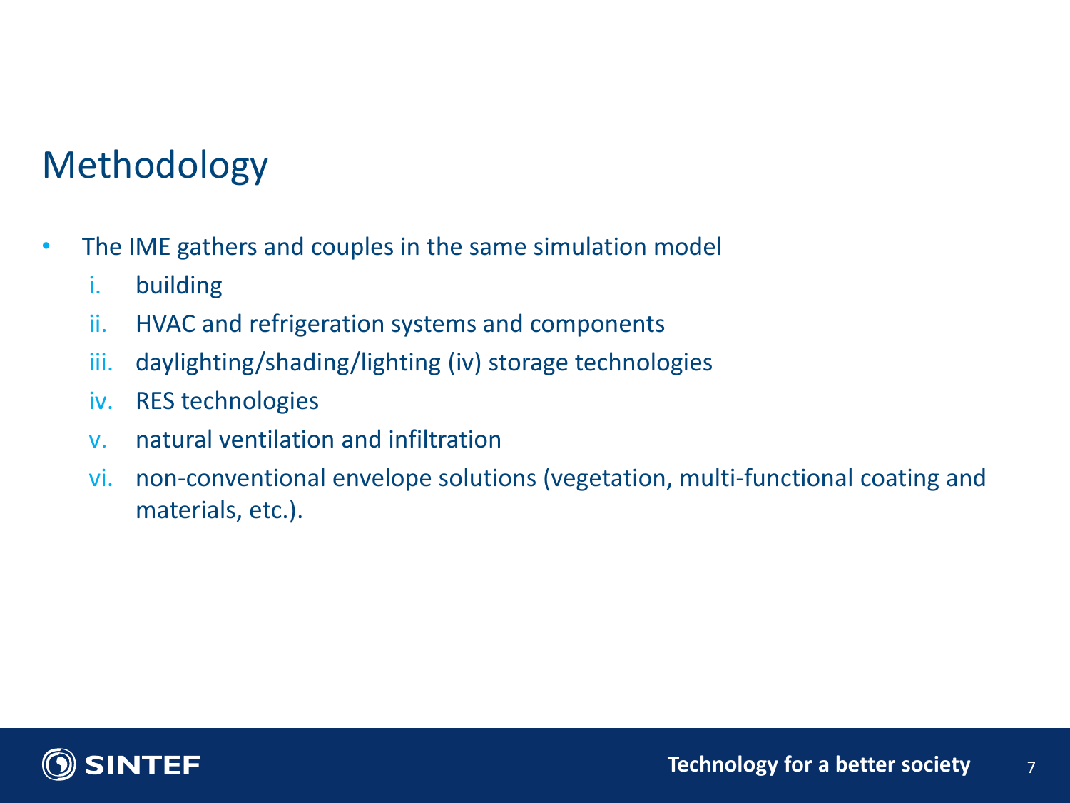# Methodology

- The IME gathers and couples in the same simulation model
  1. building
  2. HVAC and refrigeration systems and components
  3. daylighting/shading/lighting (iv) storage technologies
  4. RES technologies
  5. natural ventilation and infiltration
  6. non-conventional envelope solutions (vegetation, multi-functional coating and materials, etc.).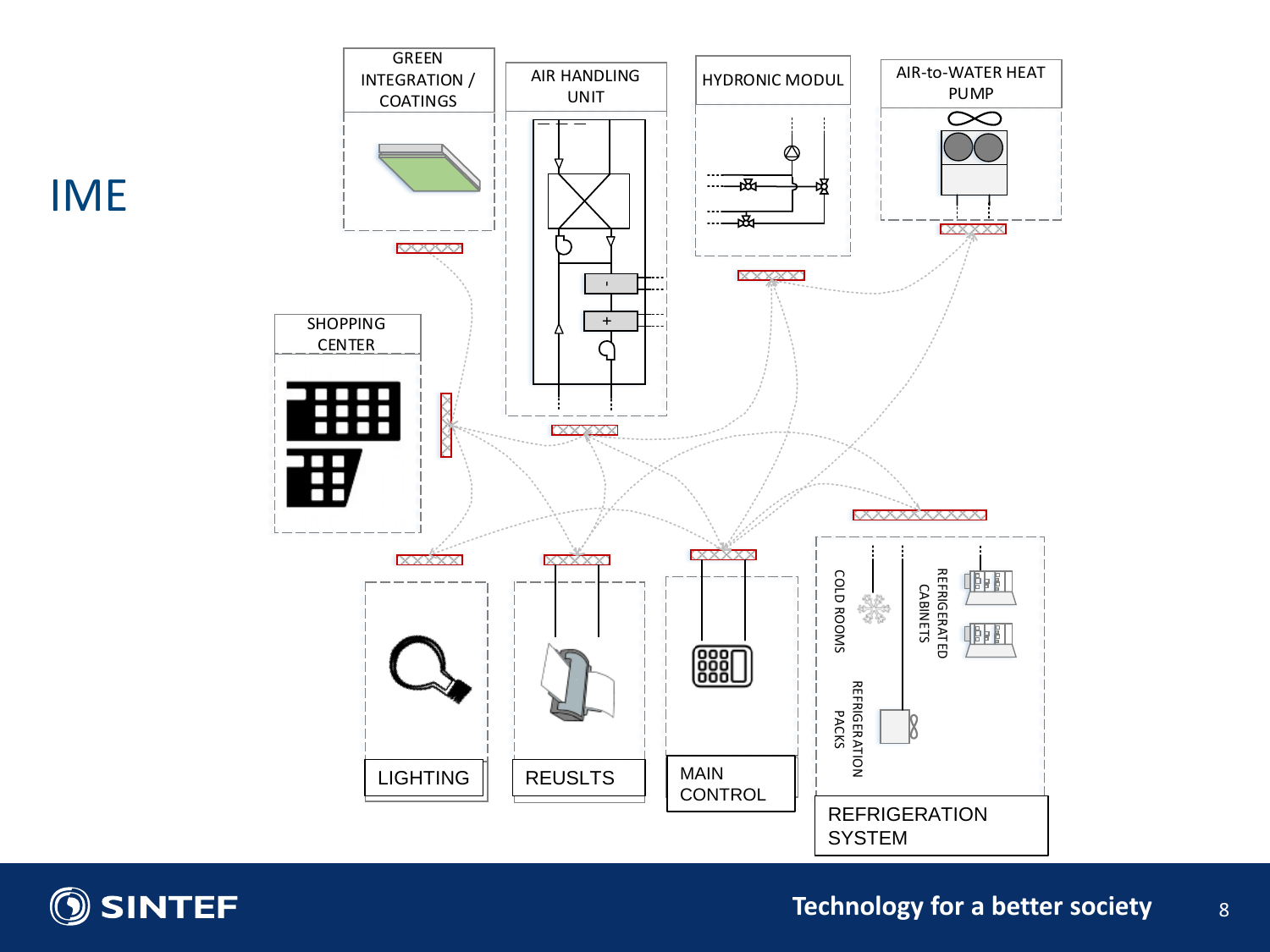# IME

GREEN INTEGRATION / COATINGS

AIR HANDLING UNIT

HYDRONIC MODUL

AIR-to-WATER HEAT PUMP

SHOPPING CENTER

LIGHTING

REUSLTS

MAIN CONTROL

COLD ROOMS

REFRIGERATED CABINETS

REFRIGERATION PACKS

REFRIGERATION SYSTEM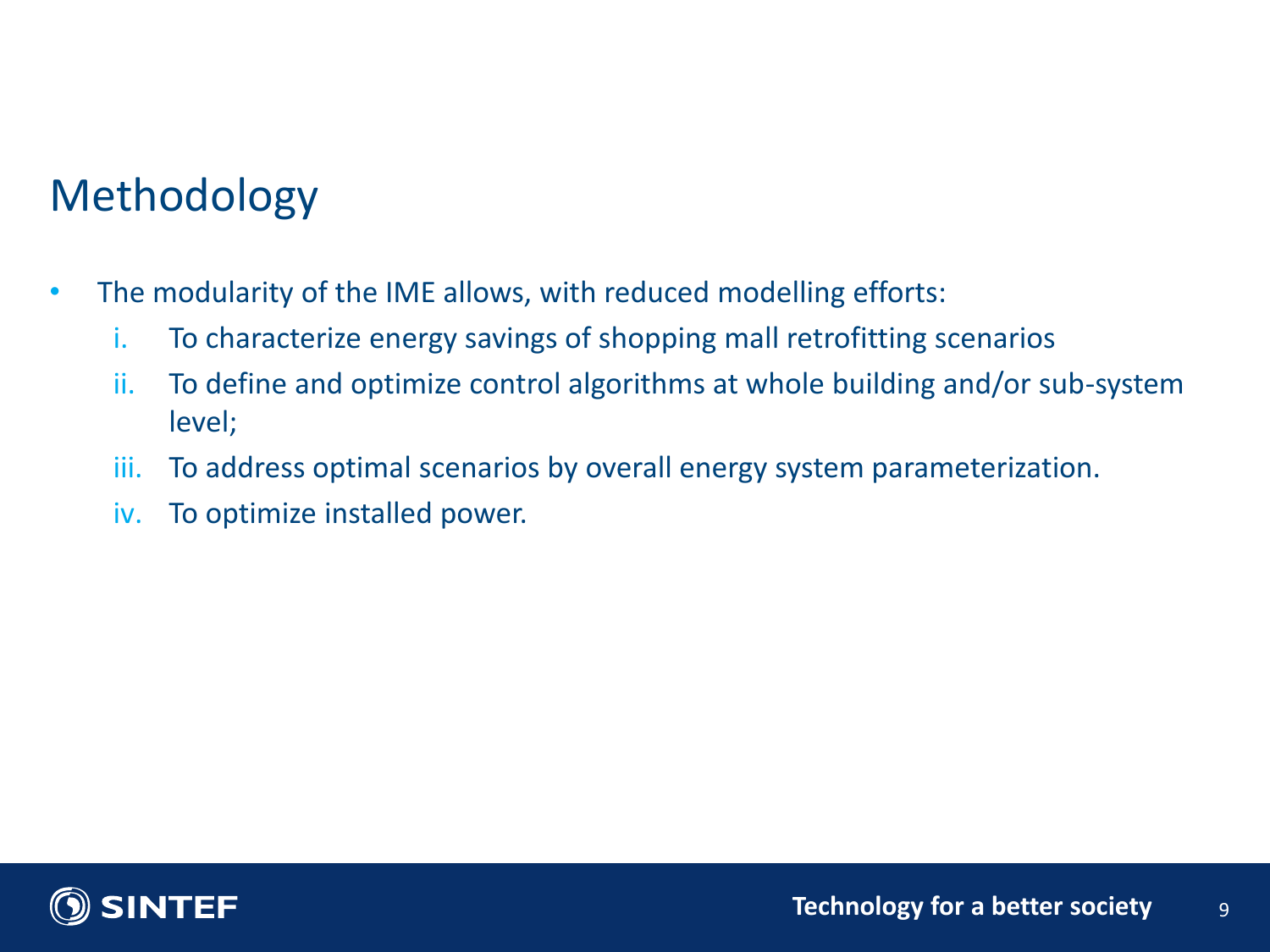# Methodology

- The modularity of the IME allows, with reduced modelling efforts:
  1. To characterize energy savings of shopping mall retrofitting scenarios
  2. To define and optimize control algorithms at whole building and/or sub-system level;
  3. To address optimal scenarios by overall energy system parameterization.
  4. To optimize installed power.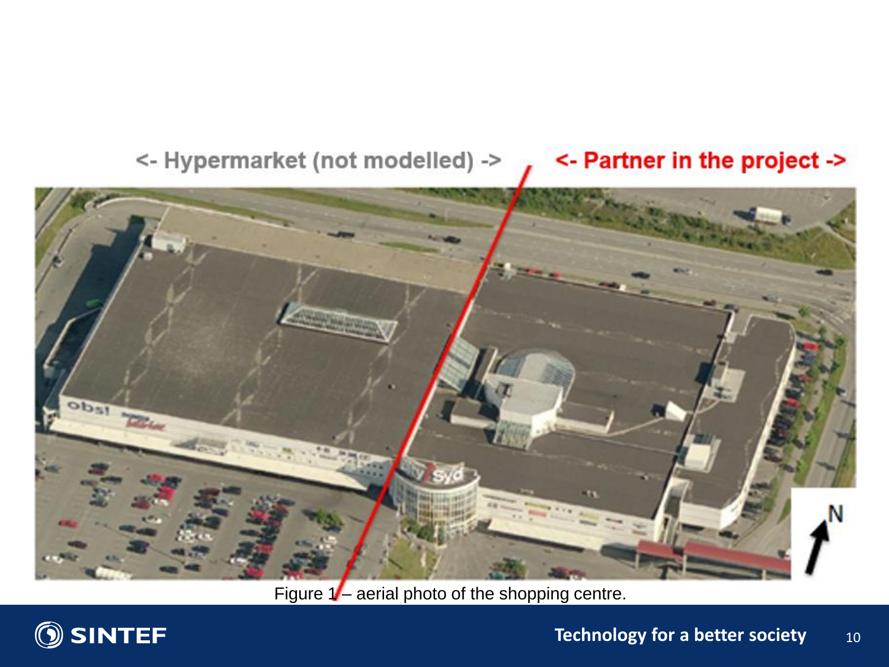<- Hypermarket (not modelled) -> <- Partner in the project ->

Figure 1 – aerial photo of the shopping centre.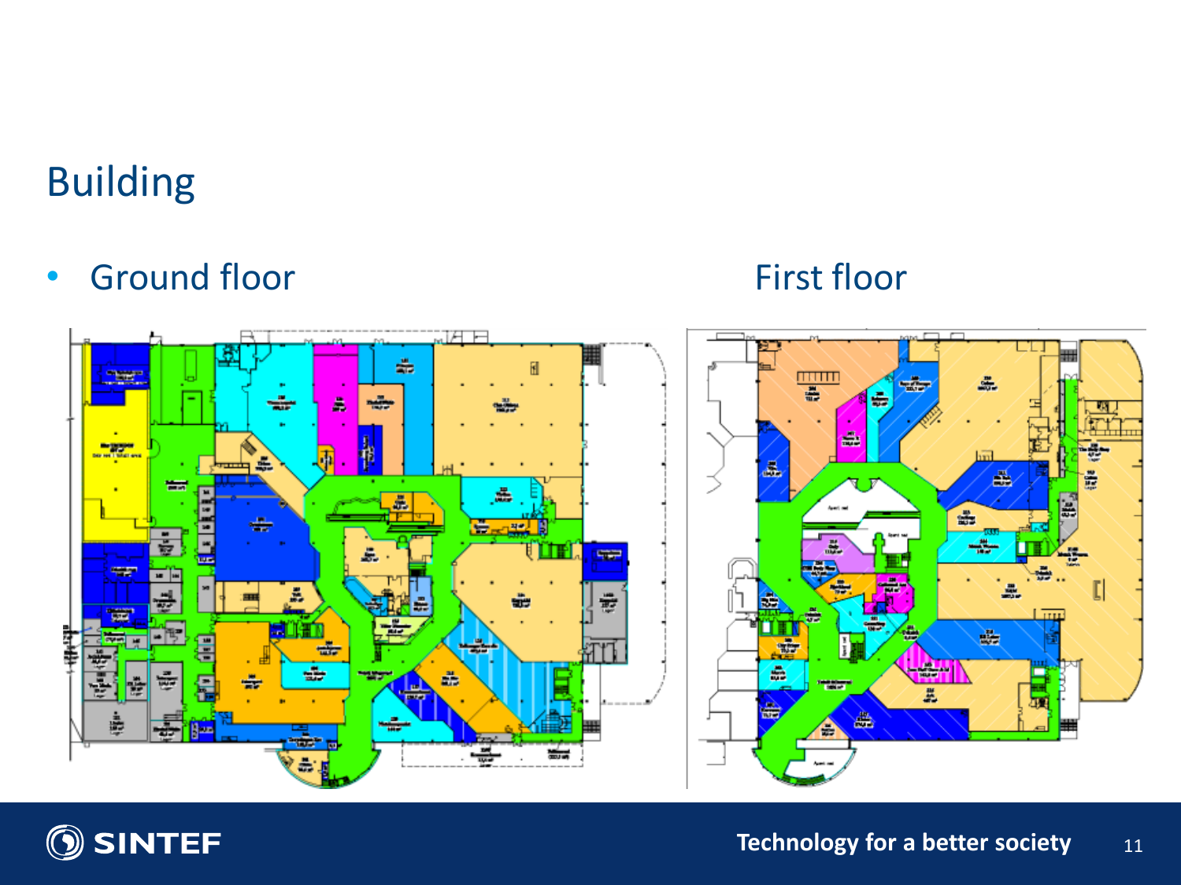# Building

- Ground floor

First floor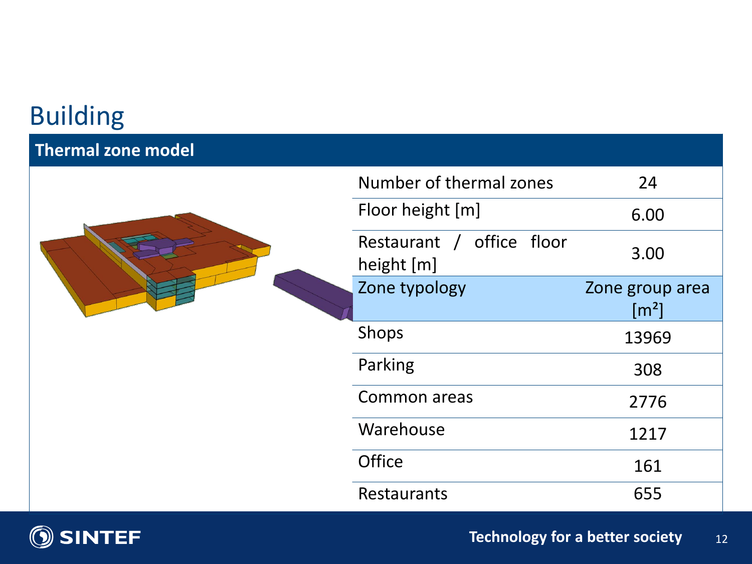# Building

## Thermal zone model

| Number of thermal zones | 24 |
| --- | --- |
| Floor height [m] | 6.00 |
| Restaurant / office floor height [m] | 3.00 |
| **Zone typology** | **Zone group area [m²]** |
| Shops | 13969 |
| Parking | 308 |
| Common areas | 2776 |
| Warehouse | 1217 |
| Office | 161 |
| Restaurants | 655 |

SINTEF

Technology for a better society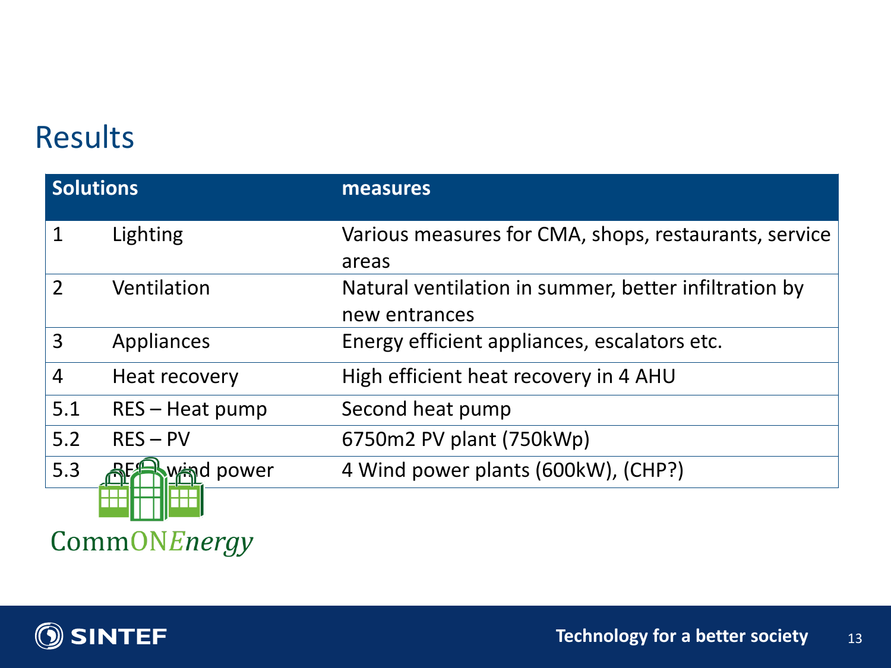## Results

| Solutions | | measures |
|---|---|---|
| 1 | Lighting | Various measures for CMA, shops, restaurants, service areas |
| 2 | Ventilation | Natural ventilation in summer, better infiltration by new entrances |
| 3 | Appliances | Energy efficient appliances, escalators etc. |
| 4 | Heat recovery | High efficient heat recovery in 4 AHU |
| 5.1 | RES – Heat pump | Second heat pump |
| 5.2 | RES – PV | 6750m2 PV plant (750kWp) |
| 5.3 | RES – wind power | 4 Wind power plants (600kW), (CHP?) |

CommONEnergy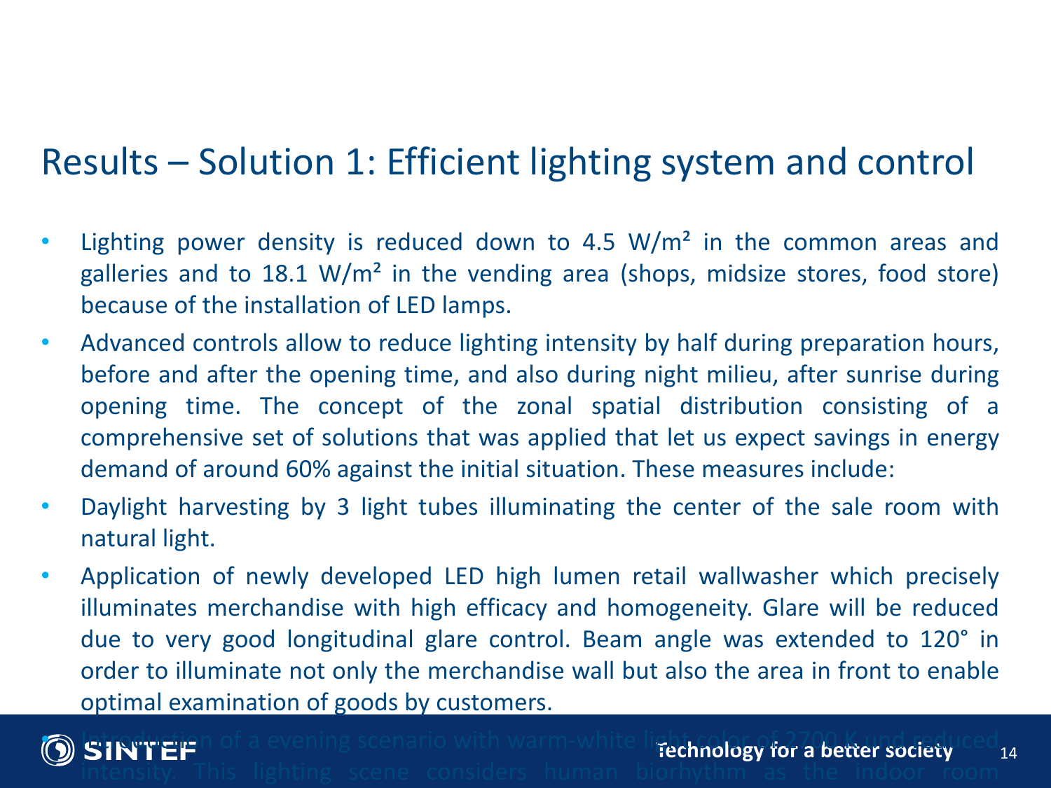## Results – Solution 1: Efficient lighting system and control

- Lighting power density is reduced down to 4.5 W/m² in the common areas and galleries and to 18.1 W/m² in the vending area (shops, midsize stores, food store) because of the installation of LED lamps.
- Advanced controls allow to reduce lighting intensity by half during preparation hours, before and after the opening time, and also during night milieu, after sunrise during opening time. The concept of the zonal spatial distribution consisting of a comprehensive set of solutions that was applied that let us expect savings in energy demand of around 60% against the initial situation. These measures include:
- Daylight harvesting by 3 light tubes illuminating the center of the sale room with natural light.
- Application of newly developed LED high lumen retail wallwasher which precisely illuminates merchandise with high efficacy and homogeneity. Glare will be reduced due to very good longitudinal glare control. Beam angle was extended to 120° in order to illuminate not only the merchandise wall but also the area in front to enable optimal examination of goods by customers.
- Introduction of a evening scenario with warm-white light color of 2700 K und reduced intensity. This lighting scene considers human biorhythm as the indoor room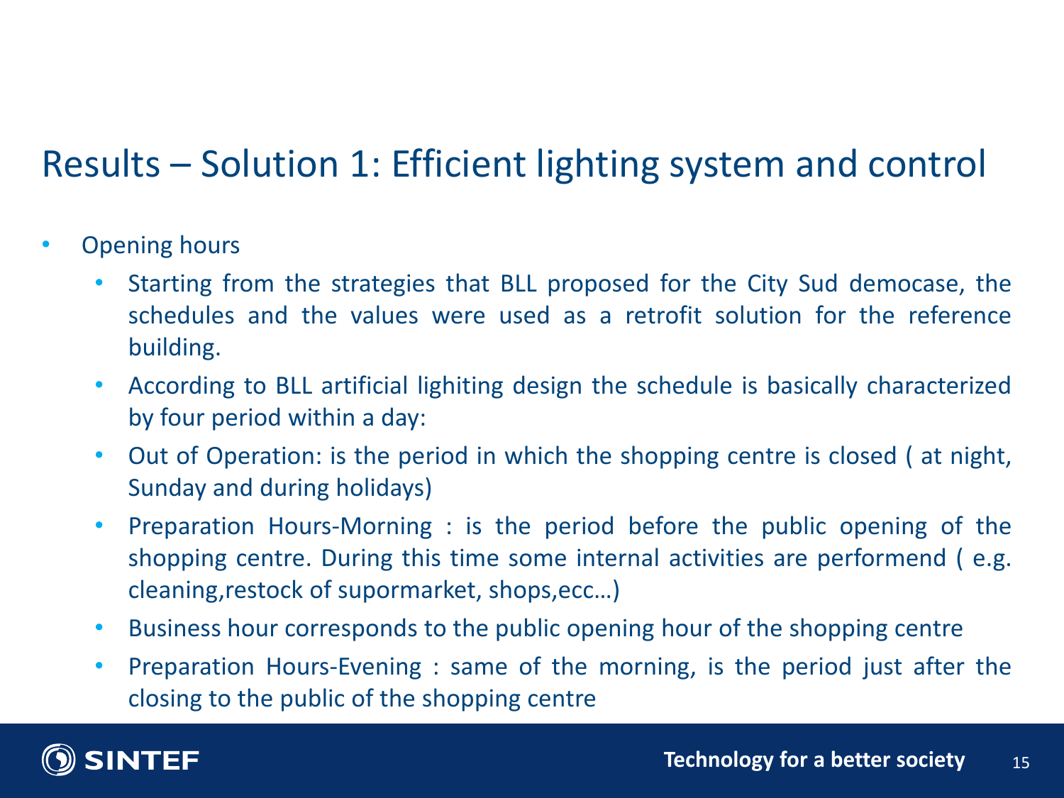# Results – Solution 1: Efficient lighting system and control

- Opening hours
  - Starting from the strategies that BLL proposed for the City Sud democase, the schedules and the values were used as a retrofit solution for the reference building.
  - According to BLL artificial lighiting design the schedule is basically characterized by four period within a day:
  - Out of Operation: is the period in which the shopping centre is closed ( at night, Sunday and during holidays)
  - Preparation Hours-Morning : is the period before the public opening of the shopping centre. During this time some internal activities are performend ( e.g. cleaning,restock of supormarket, shops,ecc…)
  - Business hour corresponds to the public opening hour of the shopping centre
  - Preparation Hours-Evening : same of the morning, is the period just after the closing to the public of the shopping centre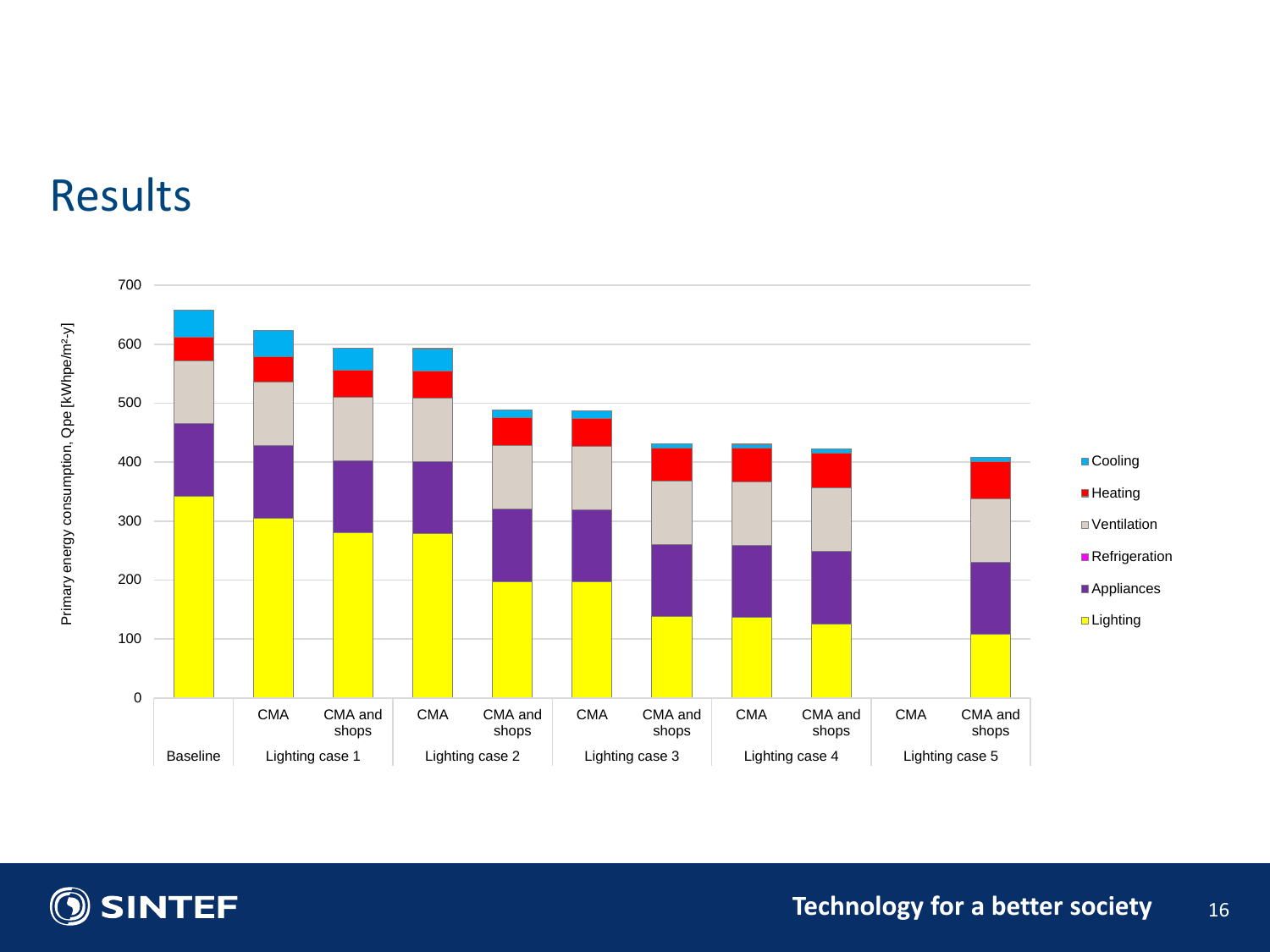# Results

Primary energy consumption, Qpe [kWhpe/m²·y]

700
600
500
400
300
200
100
0

Cooling
Heating
Ventilation
Refrigeration
Appliances
Lighting

| Baseline | Lighting case 1 | | Lighting case 2 | | Lighting case 3 | | Lighting case 4 | | Lighting case 5 | |
|---|---|---|---|---|---|---|---|---|---|---|
| | CMA | CMA and shops | CMA | CMA and shops | CMA | CMA and shops | CMA | CMA and shops | CMA | CMA and shops |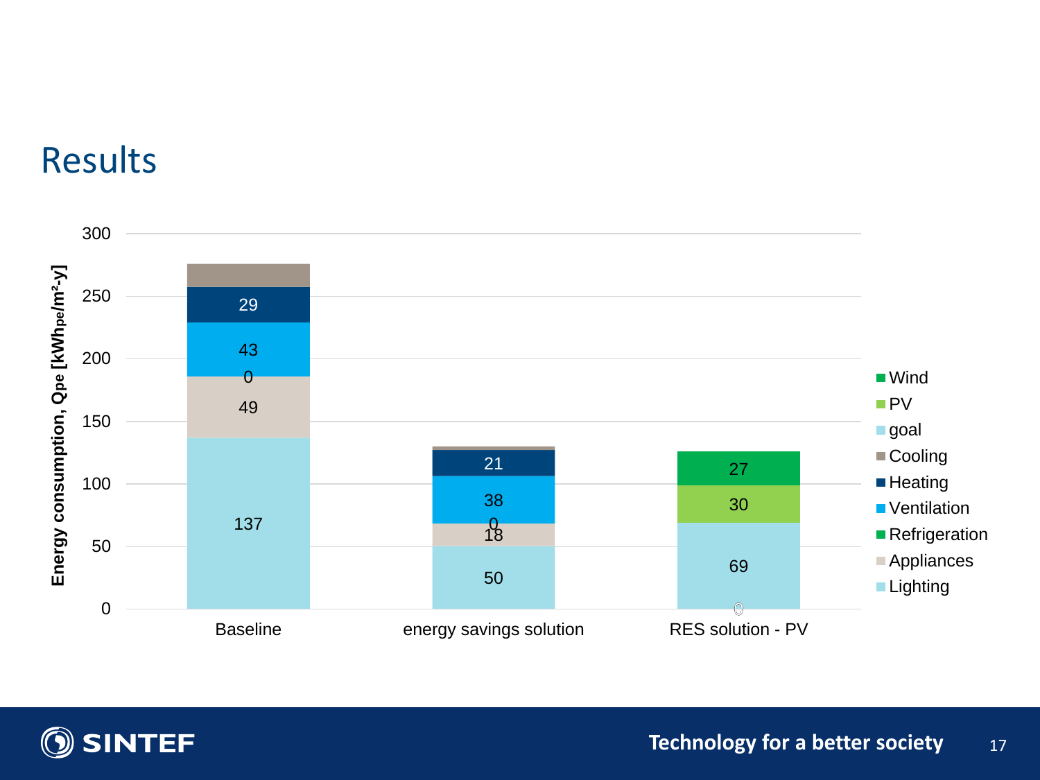# Results

| | Lighting | Appliances | Refrigeration | Ventilation | Heating | Cooling | goal | PV | Wind |
|---|---|---|---|---|---|---|---|---|---|
| Baseline | 137 | 49 | 0 | 43 | 29 | | | | |
| energy savings solution | 50 | 18 | 0 | 38 | 21 | | | | |
| RES solution - PV | 0 | | | | | | 69 | 30 | 27 |

Energy consumption, Qpe [$kWh_{pe}/m^2$-y]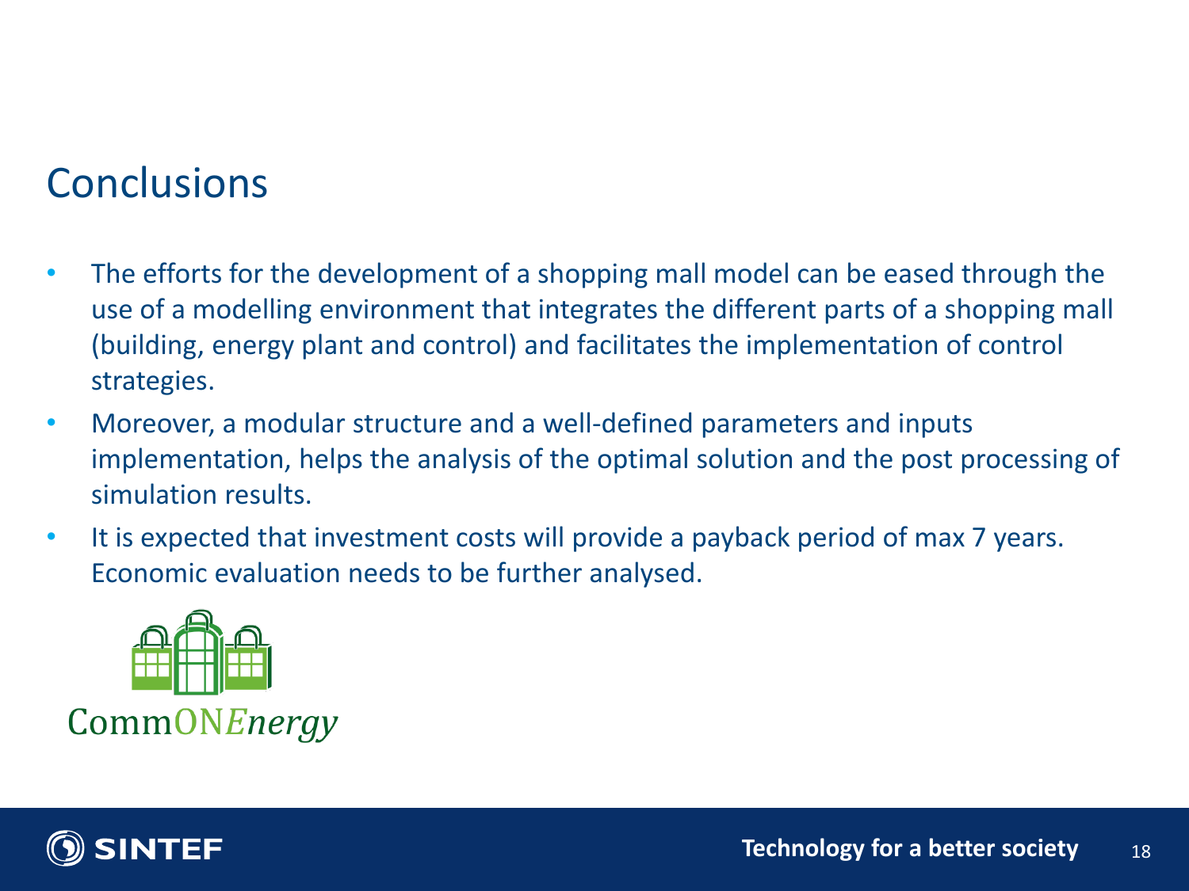# Conclusions

- The efforts for the development of a shopping mall model can be eased through the use of a modelling environment that integrates the different parts of a shopping mall (building, energy plant and control) and facilitates the implementation of control strategies.
- Moreover, a modular structure and a well-defined parameters and inputs implementation, helps the analysis of the optimal solution and the post processing of simulation results.
- It is expected that investment costs will provide a payback period of max 7 years. Economic evaluation needs to be further analysed.

CommONEnergy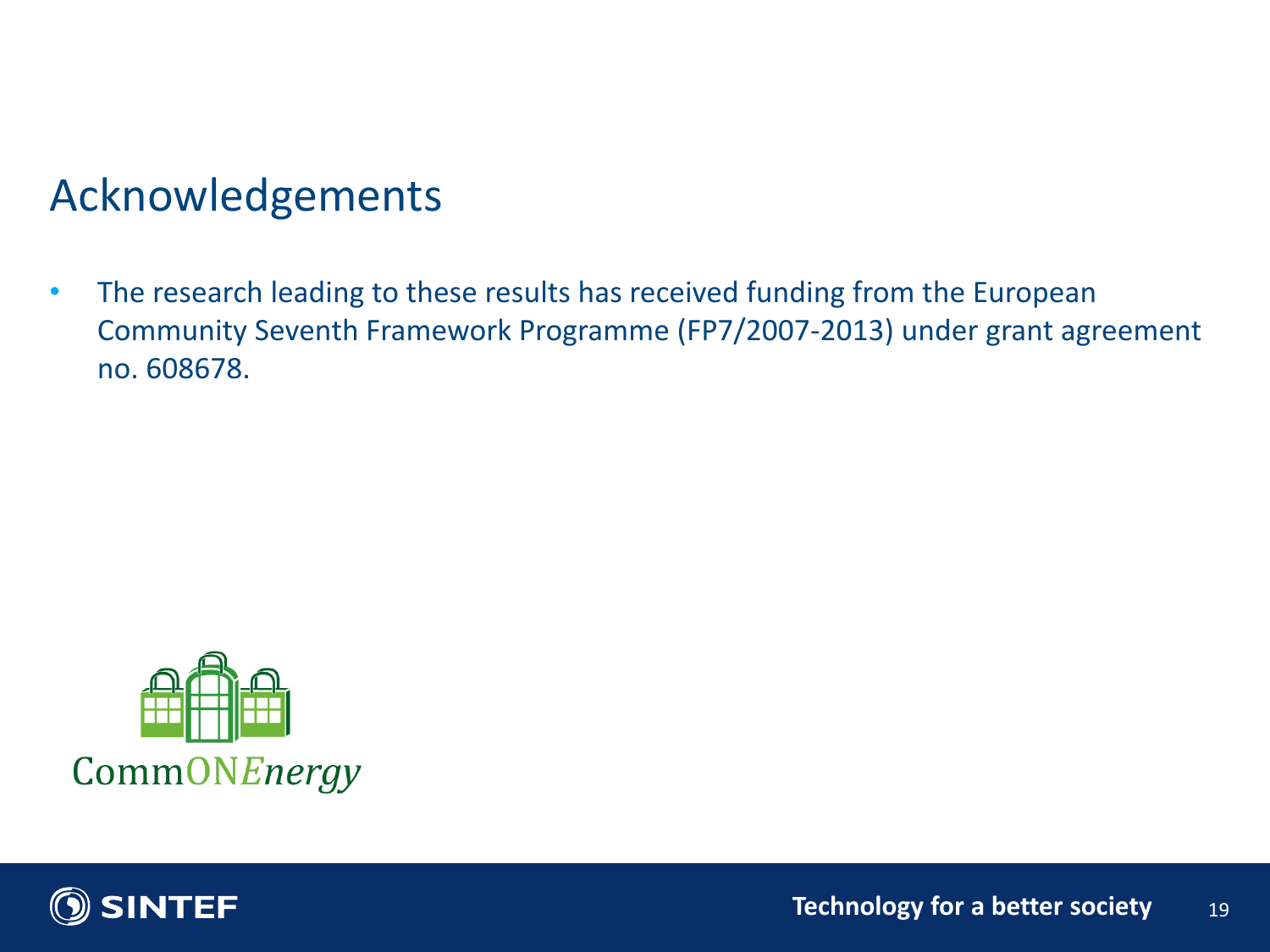# Acknowledgements

- The research leading to these results has received funding from the European Community Seventh Framework Programme (FP7/2007-2013) under grant agreement no. 608678.

CommONEnergy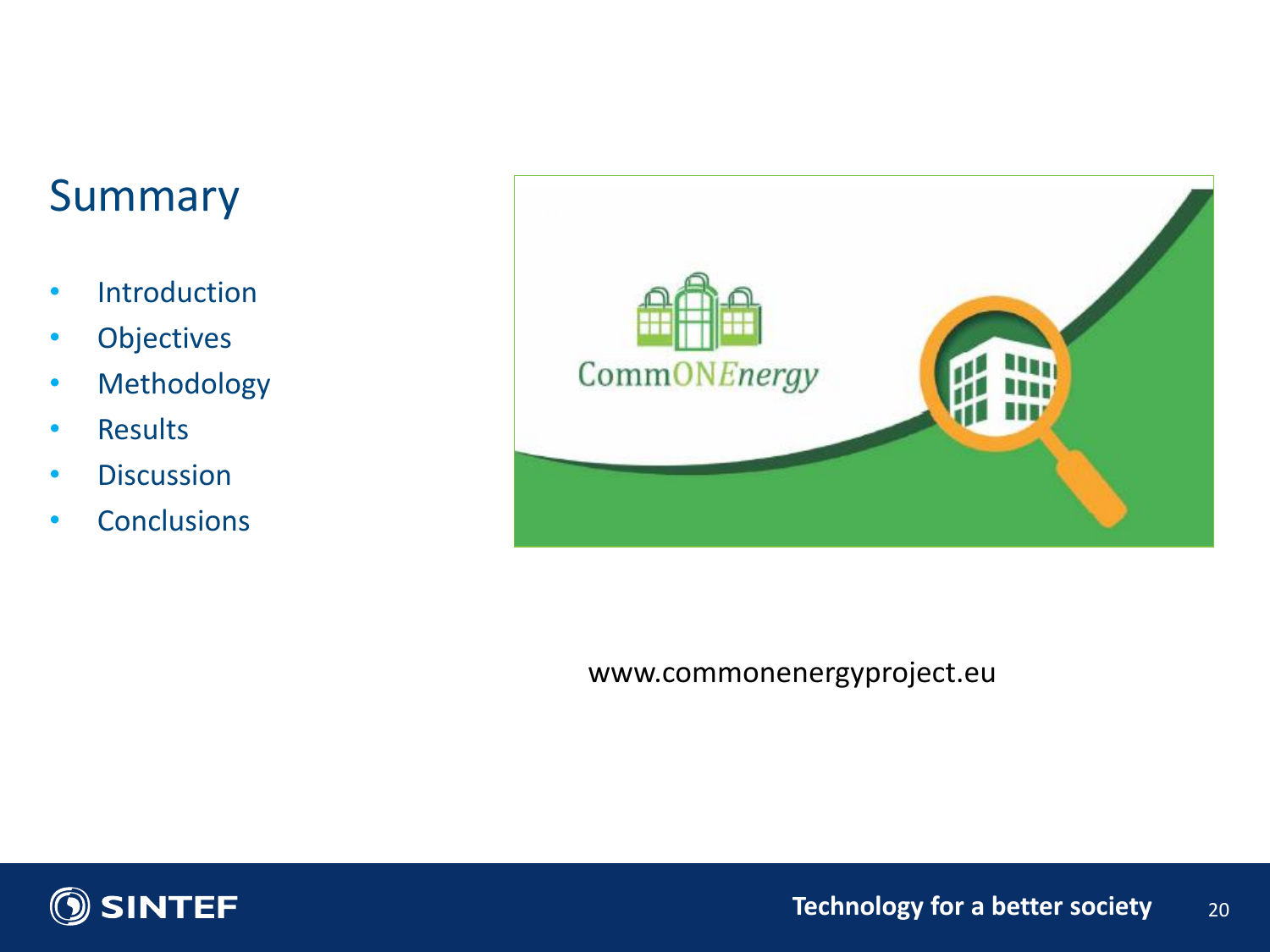# Summary

- Introduction
- Objectives
- Methodology
- Results
- Discussion
- Conclusions

www.commonenergyproject.eu